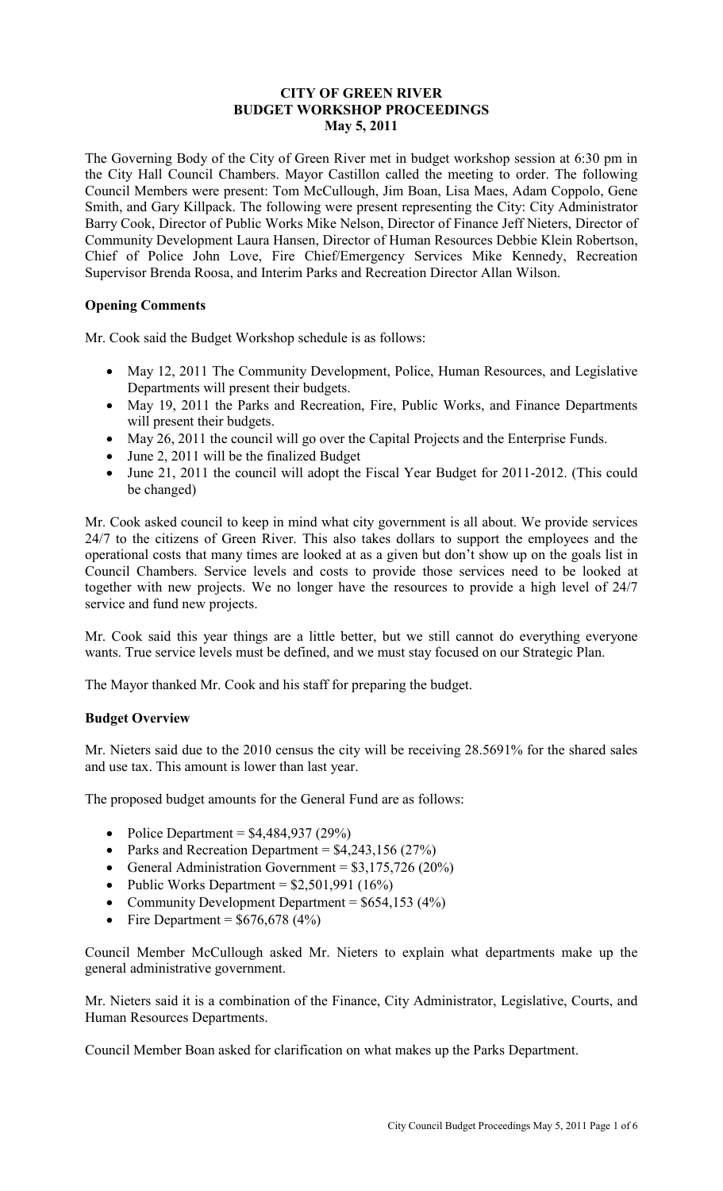# CITY OF GREEN RIVER
## BUDGET WORKSHOP PROCEEDINGS
## May 5, 2011

The Governing Body of the City of Green River met in budget workshop session at 6:30 pm in the City Hall Council Chambers. Mayor Castillon called the meeting to order. The following Council Members were present: Tom McCullough, Jim Boan, Lisa Maes, Adam Coppolo, Gene Smith, and Gary Killpack. The following were present representing the City: City Administrator Barry Cook, Director of Public Works Mike Nelson, Director of Finance Jeff Nieters, Director of Community Development Laura Hansen, Director of Human Resources Debbie Klein Robertson, Chief of Police John Love, Fire Chief/Emergency Services Mike Kennedy, Recreation Supervisor Brenda Roosa, and Interim Parks and Recreation Director Allan Wilson.

### Opening Comments

Mr. Cook said the Budget Workshop schedule is as follows:

- May 12, 2011 The Community Development, Police, Human Resources, and Legislative Departments will present their budgets.
- May 19, 2011 the Parks and Recreation, Fire, Public Works, and Finance Departments will present their budgets.
- May 26, 2011 the council will go over the Capital Projects and the Enterprise Funds.
- June 2, 2011 will be the finalized Budget
- June 21, 2011 the council will adopt the Fiscal Year Budget for 2011-2012. (This could be changed)

Mr. Cook asked council to keep in mind what city government is all about. We provide services 24/7 to the citizens of Green River. This also takes dollars to support the employees and the operational costs that many times are looked at as a given but don't show up on the goals list in Council Chambers. Service levels and costs to provide those services need to be looked at together with new projects. We no longer have the resources to provide a high level of 24/7 service and fund new projects.

Mr. Cook said this year things are a little better, but we still cannot do everything everyone wants. True service levels must be defined, and we must stay focused on our Strategic Plan.

The Mayor thanked Mr. Cook and his staff for preparing the budget.

### Budget Overview

Mr. Nieters said due to the 2010 census the city will be receiving 28.5691% for the shared sales and use tax. This amount is lower than last year.

The proposed budget amounts for the General Fund are as follows:

- Police Department = $4,484,937 (29%)
- Parks and Recreation Department = $4,243,156 (27%)
- General Administration Government = $3,175,726 (20%)
- Public Works Department = $2,501,991 (16%)
- Community Development Department = $654,153 (4%)
- Fire Department = $676,678 (4%)

Council Member McCullough asked Mr. Nieters to explain what departments make up the general administrative government.

Mr. Nieters said it is a combination of the Finance, City Administrator, Legislative, Courts, and Human Resources Departments.

Council Member Boan asked for clarification on what makes up the Parks Department.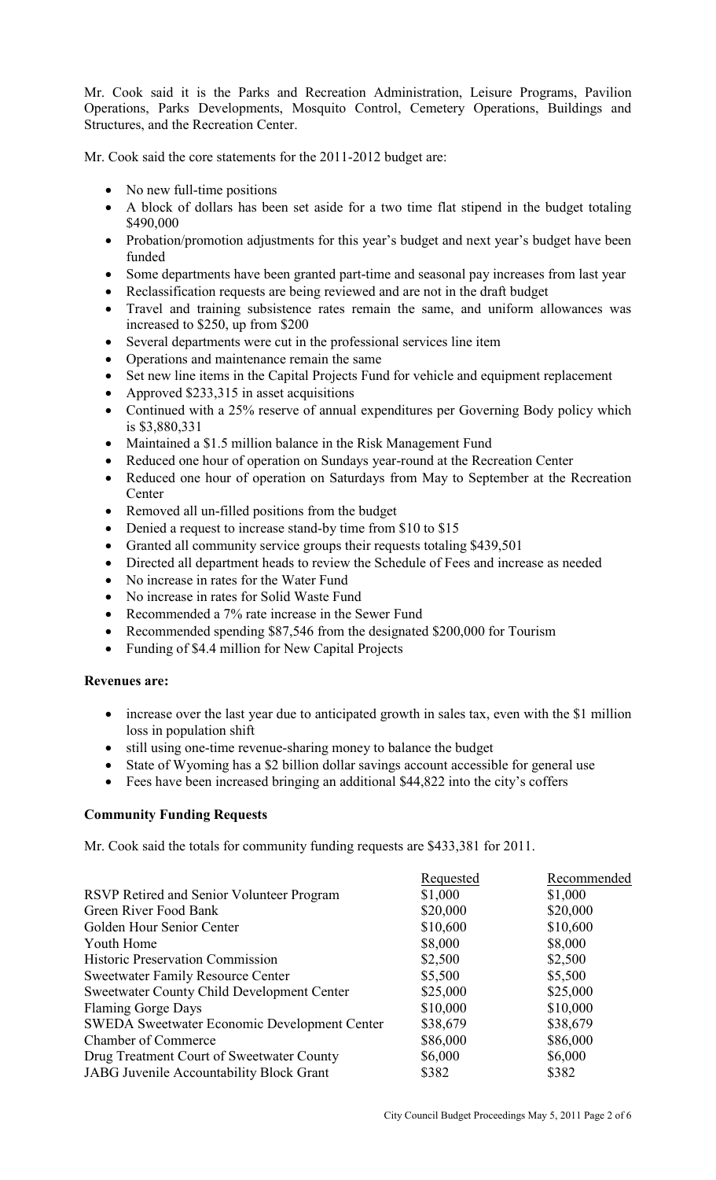Mr. Cook said it is the Parks and Recreation Administration, Leisure Programs, Pavilion Operations, Parks Developments, Mosquito Control, Cemetery Operations, Buildings and Structures, and the Recreation Center.

Mr. Cook said the core statements for the 2011-2012 budget are:

- No new full-time positions
- A block of dollars has been set aside for a two time flat stipend in the budget totaling \$490,000
- Probation/promotion adjustments for this year's budget and next year's budget have been funded
- Some departments have been granted part-time and seasonal pay increases from last year
- Reclassification requests are being reviewed and are not in the draft budget
- Travel and training subsistence rates remain the same, and uniform allowances was increased to \$250, up from \$200
- Several departments were cut in the professional services line item
- Operations and maintenance remain the same
- Set new line items in the Capital Projects Fund for vehicle and equipment replacement
- Approved \$233,315 in asset acquisitions
- Continued with a 25% reserve of annual expenditures per Governing Body policy which is \$3,880,331
- Maintained a \$1.5 million balance in the Risk Management Fund
- Reduced one hour of operation on Sundays year-round at the Recreation Center
- Reduced one hour of operation on Saturdays from May to September at the Recreation Center
- Removed all un-filled positions from the budget
- Denied a request to increase stand-by time from \$10 to \$15
- Granted all community service groups their requests totaling \$439,501
- Directed all department heads to review the Schedule of Fees and increase as needed
- No increase in rates for the Water Fund
- No increase in rates for Solid Waste Fund
- Recommended a 7% rate increase in the Sewer Fund
- Recommended spending \$87,546 from the designated \$200,000 for Tourism
- Funding of \$4.4 million for New Capital Projects

**Revenues are:**

- increase over the last year due to anticipated growth in sales tax, even with the \$1 million loss in population shift
- still using one-time revenue-sharing money to balance the budget
- State of Wyoming has a \$2 billion dollar savings account accessible for general use
- Fees have been increased bringing an additional \$44,822 into the city's coffers

**Community Funding Requests**

Mr. Cook said the totals for community funding requests are \$433,381 for 2011.

| | Requested | Recommended |
|---|---|---|
| RSVP Retired and Senior Volunteer Program | \$1,000 | \$1,000 |
| Green River Food Bank | \$20,000 | \$20,000 |
| Golden Hour Senior Center | \$10,600 | \$10,600 |
| Youth Home | \$8,000 | \$8,000 |
| Historic Preservation Commission | \$2,500 | \$2,500 |
| Sweetwater Family Resource Center | \$5,500 | \$5,500 |
| Sweetwater County Child Development Center | \$25,000 | \$25,000 |
| Flaming Gorge Days | \$10,000 | \$10,000 |
| SWEDA Sweetwater Economic Development Center | \$38,679 | \$38,679 |
| Chamber of Commerce | \$86,000 | \$86,000 |
| Drug Treatment Court of Sweetwater County | \$6,000 | \$6,000 |
| JABG Juvenile Accountability Block Grant | \$382 | \$382 |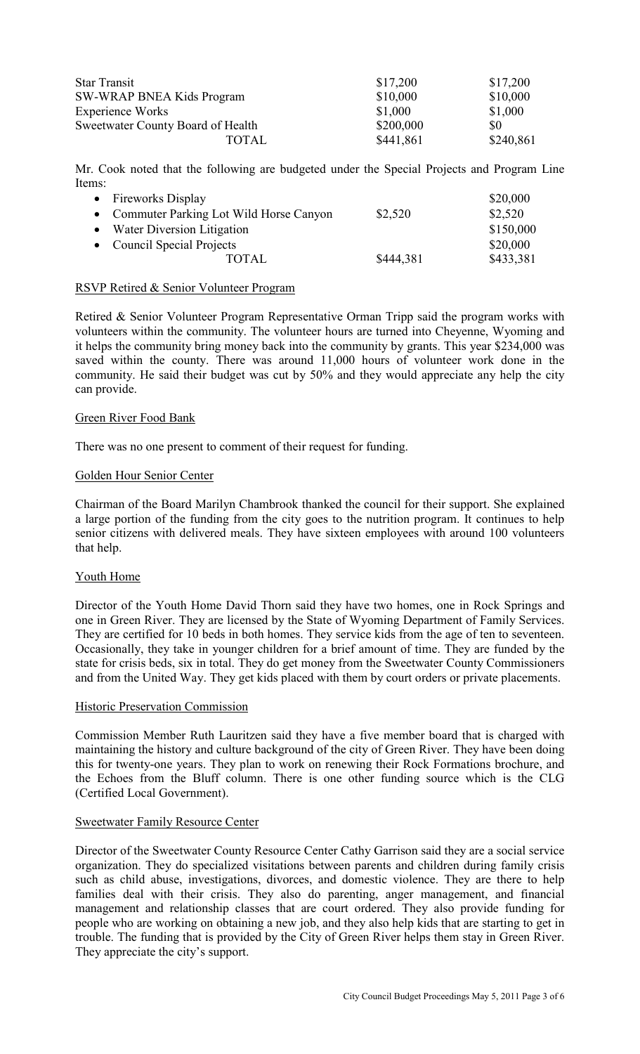| | | |
|---|---|---|
| Star Transit | \$17,200 | \$17,200 |
| SW-WRAP BNEA Kids Program | \$10,000 | \$10,000 |
| Experience Works | \$1,000 | \$1,000 |
| Sweetwater County Board of Health | \$200,000 | \$0 |
| TOTAL | \$441,861 | \$240,861 |

Mr. Cook noted that the following are budgeted under the Special Projects and Program Line Items:

| | | |
|---|---|---|
| • Fireworks Display | | \$20,000 |
| • Commuter Parking Lot Wild Horse Canyon | \$2,520 | \$2,520 |
| • Water Diversion Litigation | | \$150,000 |
| • Council Special Projects | | \$20,000 |
| TOTAL | \$444,381 | \$433,381 |

RSVP Retired & Senior Volunteer Program

Retired & Senior Volunteer Program Representative Orman Tripp said the program works with volunteers within the community. The volunteer hours are turned into Cheyenne, Wyoming and it helps the community bring money back into the community by grants. This year \$234,000 was saved within the county. There was around 11,000 hours of volunteer work done in the community. He said their budget was cut by 50% and they would appreciate any help the city can provide.

Green River Food Bank

There was no one present to comment of their request for funding.

Golden Hour Senior Center

Chairman of the Board Marilyn Chambrook thanked the council for their support. She explained a large portion of the funding from the city goes to the nutrition program. It continues to help senior citizens with delivered meals. They have sixteen employees with around 100 volunteers that help.

Youth Home

Director of the Youth Home David Thorn said they have two homes, one in Rock Springs and one in Green River. They are licensed by the State of Wyoming Department of Family Services. They are certified for 10 beds in both homes. They service kids from the age of ten to seventeen. Occasionally, they take in younger children for a brief amount of time. They are funded by the state for crisis beds, six in total. They do get money from the Sweetwater County Commissioners and from the United Way. They get kids placed with them by court orders or private placements.

Historic Preservation Commission

Commission Member Ruth Lauritzen said they have a five member board that is charged with maintaining the history and culture background of the city of Green River. They have been doing this for twenty-one years. They plan to work on renewing their Rock Formations brochure, and the Echoes from the Bluff column. There is one other funding source which is the CLG (Certified Local Government).

Sweetwater Family Resource Center

Director of the Sweetwater County Resource Center Cathy Garrison said they are a social service organization. They do specialized visitations between parents and children during family crisis such as child abuse, investigations, divorces, and domestic violence. They are there to help families deal with their crisis. They also do parenting, anger management, and financial management and relationship classes that are court ordered. They also provide funding for people who are working on obtaining a new job, and they also help kids that are starting to get in trouble. The funding that is provided by the City of Green River helps them stay in Green River. They appreciate the city's support.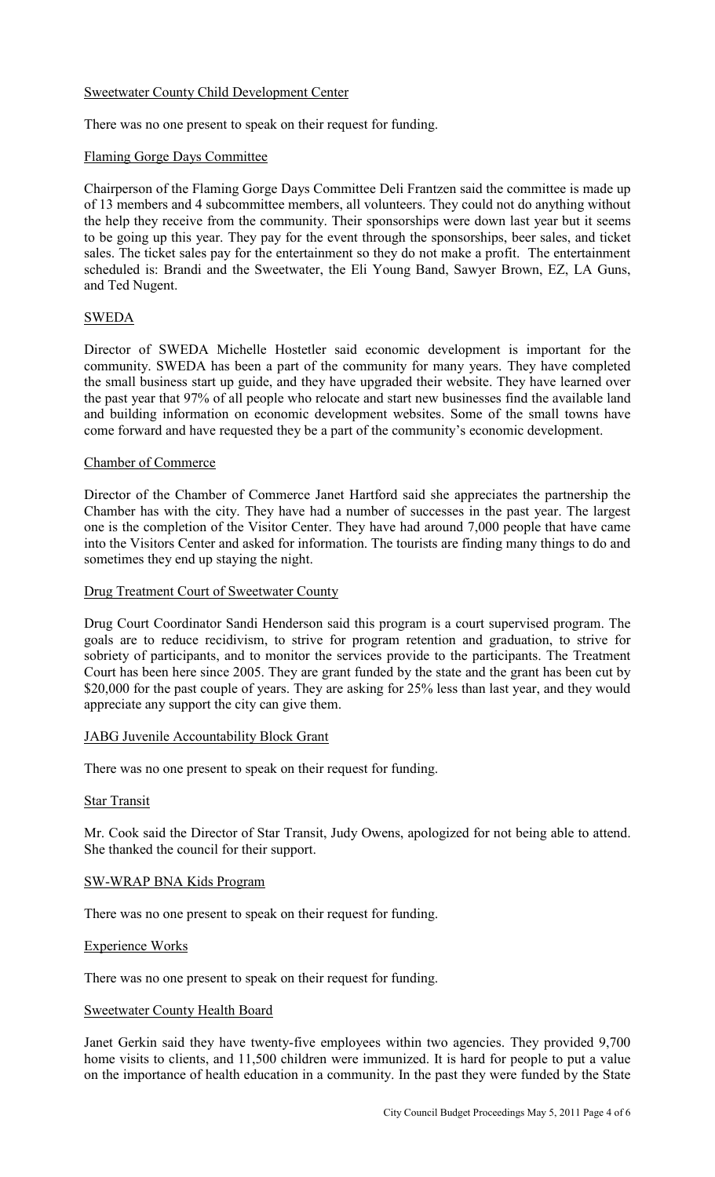### Sweetwater County Child Development Center

There was no one present to speak on their request for funding.

### Flaming Gorge Days Committee

Chairperson of the Flaming Gorge Days Committee Deli Frantzen said the committee is made up of 13 members and 4 subcommittee members, all volunteers. They could not do anything without the help they receive from the community. Their sponsorships were down last year but it seems to be going up this year. They pay for the event through the sponsorships, beer sales, and ticket sales. The ticket sales pay for the entertainment so they do not make a profit. The entertainment scheduled is: Brandi and the Sweetwater, the Eli Young Band, Sawyer Brown, EZ, LA Guns, and Ted Nugent.

### SWEDA

Director of SWEDA Michelle Hostetler said economic development is important for the community. SWEDA has been a part of the community for many years. They have completed the small business start up guide, and they have upgraded their website. They have learned over the past year that 97% of all people who relocate and start new businesses find the available land and building information on economic development websites. Some of the small towns have come forward and have requested they be a part of the community's economic development.

### Chamber of Commerce

Director of the Chamber of Commerce Janet Hartford said she appreciates the partnership the Chamber has with the city. They have had a number of successes in the past year. The largest one is the completion of the Visitor Center. They have had around 7,000 people that have came into the Visitors Center and asked for information. The tourists are finding many things to do and sometimes they end up staying the night.

### Drug Treatment Court of Sweetwater County

Drug Court Coordinator Sandi Henderson said this program is a court supervised program. The goals are to reduce recidivism, to strive for program retention and graduation, to strive for sobriety of participants, and to monitor the services provide to the participants. The Treatment Court has been here since 2005. They are grant funded by the state and the grant has been cut by $20,000 for the past couple of years. They are asking for 25% less than last year, and they would appreciate any support the city can give them.

### JABG Juvenile Accountability Block Grant

There was no one present to speak on their request for funding.

### Star Transit

Mr. Cook said the Director of Star Transit, Judy Owens, apologized for not being able to attend. She thanked the council for their support.

### SW-WRAP BNA Kids Program

There was no one present to speak on their request for funding.

### Experience Works

There was no one present to speak on their request for funding.

### Sweetwater County Health Board

Janet Gerkin said they have twenty-five employees within two agencies. They provided 9,700 home visits to clients, and 11,500 children were immunized. It is hard for people to put a value on the importance of health education in a community. In the past they were funded by the State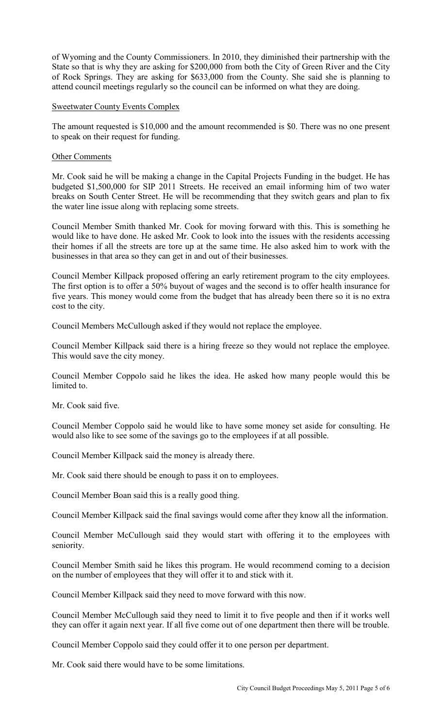of Wyoming and the County Commissioners. In 2010, they diminished their partnership with the State so that is why they are asking for $200,000 from both the City of Green River and the City of Rock Springs. They are asking for $633,000 from the County. She said she is planning to attend council meetings regularly so the council can be informed on what they are doing.

Sweetwater County Events Complex

The amount requested is $10,000 and the amount recommended is $0. There was no one present to speak on their request for funding.

Other Comments

Mr. Cook said he will be making a change in the Capital Projects Funding in the budget. He has budgeted $1,500,000 for SIP 2011 Streets. He received an email informing him of two water breaks on South Center Street. He will be recommending that they switch gears and plan to fix the water line issue along with replacing some streets.

Council Member Smith thanked Mr. Cook for moving forward with this. This is something he would like to have done. He asked Mr. Cook to look into the issues with the residents accessing their homes if all the streets are tore up at the same time. He also asked him to work with the businesses in that area so they can get in and out of their businesses.

Council Member Killpack proposed offering an early retirement program to the city employees. The first option is to offer a 50% buyout of wages and the second is to offer health insurance for five years. This money would come from the budget that has already been there so it is no extra cost to the city.

Council Members McCullough asked if they would not replace the employee.

Council Member Killpack said there is a hiring freeze so they would not replace the employee. This would save the city money.

Council Member Coppolo said he likes the idea. He asked how many people would this be limited to.

Mr. Cook said five.

Council Member Coppolo said he would like to have some money set aside for consulting. He would also like to see some of the savings go to the employees if at all possible.

Council Member Killpack said the money is already there.

Mr. Cook said there should be enough to pass it on to employees.

Council Member Boan said this is a really good thing.

Council Member Killpack said the final savings would come after they know all the information.

Council Member McCullough said they would start with offering it to the employees with seniority.

Council Member Smith said he likes this program. He would recommend coming to a decision on the number of employees that they will offer it to and stick with it.

Council Member Killpack said they need to move forward with this now.

Council Member McCullough said they need to limit it to five people and then if it works well they can offer it again next year. If all five come out of one department then there will be trouble.

Council Member Coppolo said they could offer it to one person per department.

Mr. Cook said there would have to be some limitations.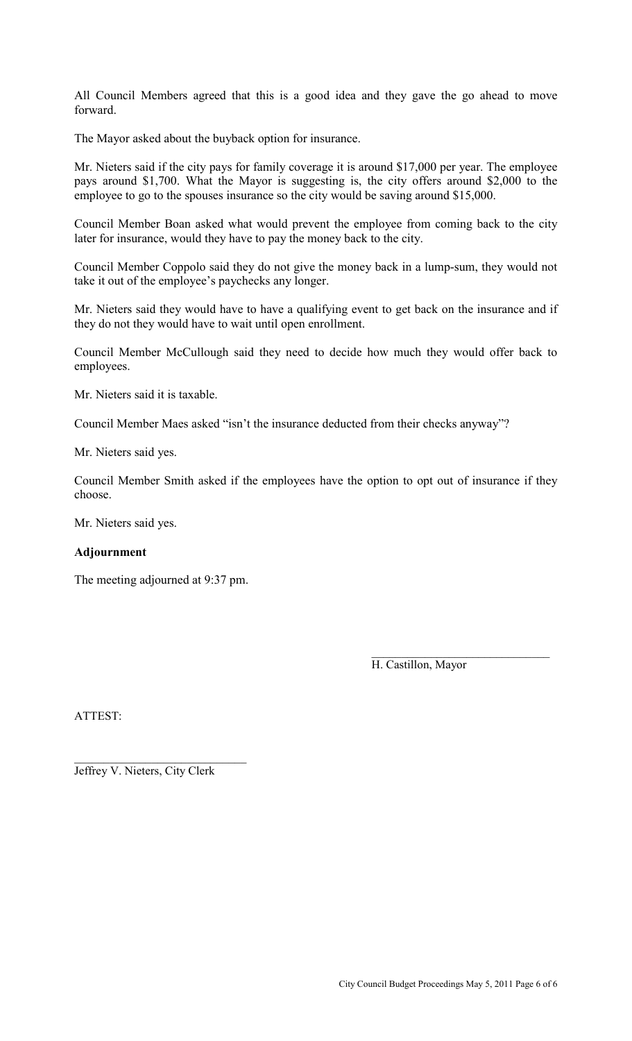All Council Members agreed that this is a good idea and they gave the go ahead to move forward.

The Mayor asked about the buyback option for insurance.

Mr. Nieters said if the city pays for family coverage it is around $17,000 per year. The employee pays around $1,700. What the Mayor is suggesting is, the city offers around $2,000 to the employee to go to the spouses insurance so the city would be saving around $15,000.

Council Member Boan asked what would prevent the employee from coming back to the city later for insurance, would they have to pay the money back to the city.

Council Member Coppolo said they do not give the money back in a lump-sum, they would not take it out of the employee's paychecks any longer.

Mr. Nieters said they would have to have a qualifying event to get back on the insurance and if they do not they would have to wait until open enrollment.

Council Member McCullough said they need to decide how much they would offer back to employees.

Mr. Nieters said it is taxable.

Council Member Maes asked "isn't the insurance deducted from their checks anyway"?

Mr. Nieters said yes.

Council Member Smith asked if the employees have the option to opt out of insurance if they choose.

Mr. Nieters said yes.

**Adjournment**

The meeting adjourned at 9:37 pm.

\_\_\_\_\_\_\_\_\_\_\_\_\_\_\_\_\_\_\_\_\_\_\_\_\_\_\_\_\_\_

H. Castillon, Mayor

ATTEST:

\_\_\_\_\_\_\_\_\_\_\_\_\_\_\_\_\_\_\_\_\_\_\_\_\_\_\_\_\_\_

Jeffrey V. Nieters, City Clerk